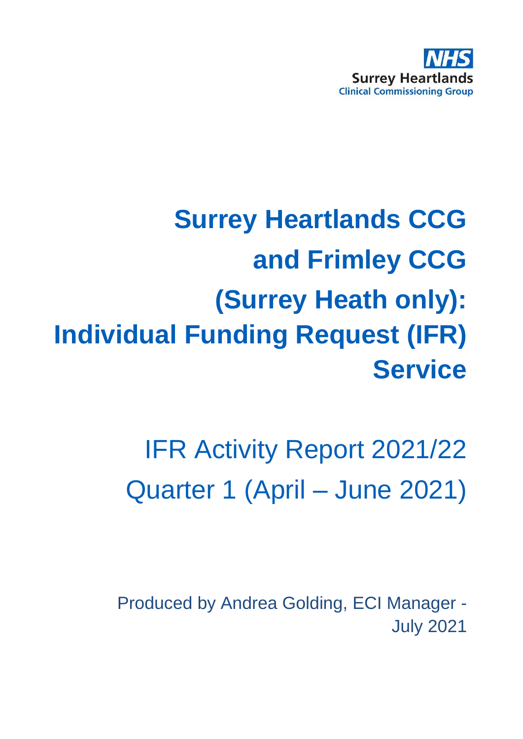NHS
Surrey Heartlands
Clinical Commissioning Group

# Surrey Heartlands CCG and Frimley CCG (Surrey Heath only): Individual Funding Request (IFR) Service

## IFR Activity Report 2021/22 Quarter 1 (April – June 2021)

Produced by Andrea Golding, ECI Manager - July 2021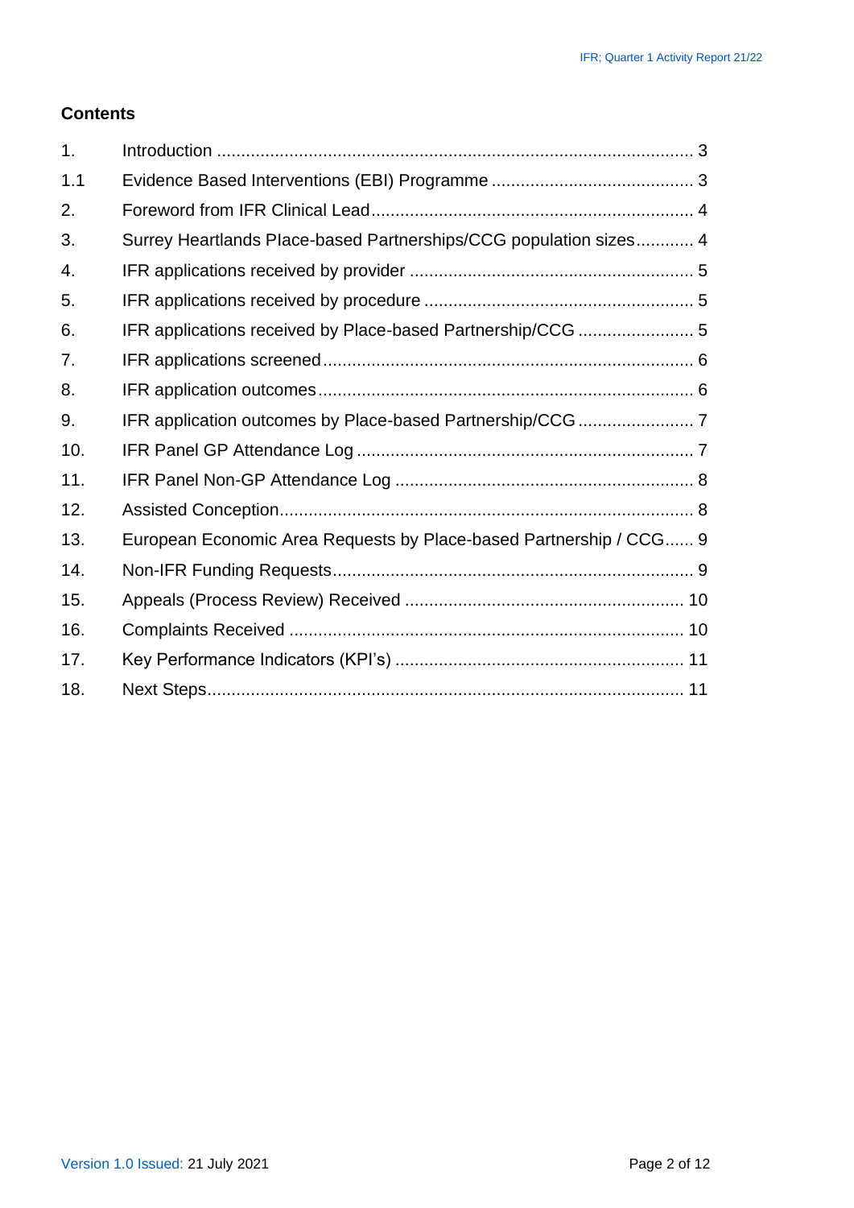## Contents

| | | |
|---|---|---|
| 1. | Introduction | 3 |
| 1.1 | Evidence Based Interventions (EBI) Programme | 3 |
| 2. | Foreword from IFR Clinical Lead | 4 |
| 3. | Surrey Heartlands Place-based Partnerships/CCG population sizes | 4 |
| 4. | IFR applications received by provider | 5 |
| 5. | IFR applications received by procedure | 5 |
| 6. | IFR applications received by Place-based Partnership/CCG | 5 |
| 7. | IFR applications screened | 6 |
| 8. | IFR application outcomes | 6 |
| 9. | IFR application outcomes by Place-based Partnership/CCG | 7 |
| 10. | IFR Panel GP Attendance Log | 7 |
| 11. | IFR Panel Non-GP Attendance Log | 8 |
| 12. | Assisted Conception | 8 |
| 13. | European Economic Area Requests by Place-based Partnership / CCG | 9 |
| 14. | Non-IFR Funding Requests | 9 |
| 15. | Appeals (Process Review) Received | 10 |
| 16. | Complaints Received | 10 |
| 17. | Key Performance Indicators (KPI's) | 11 |
| 18. | Next Steps | 11 |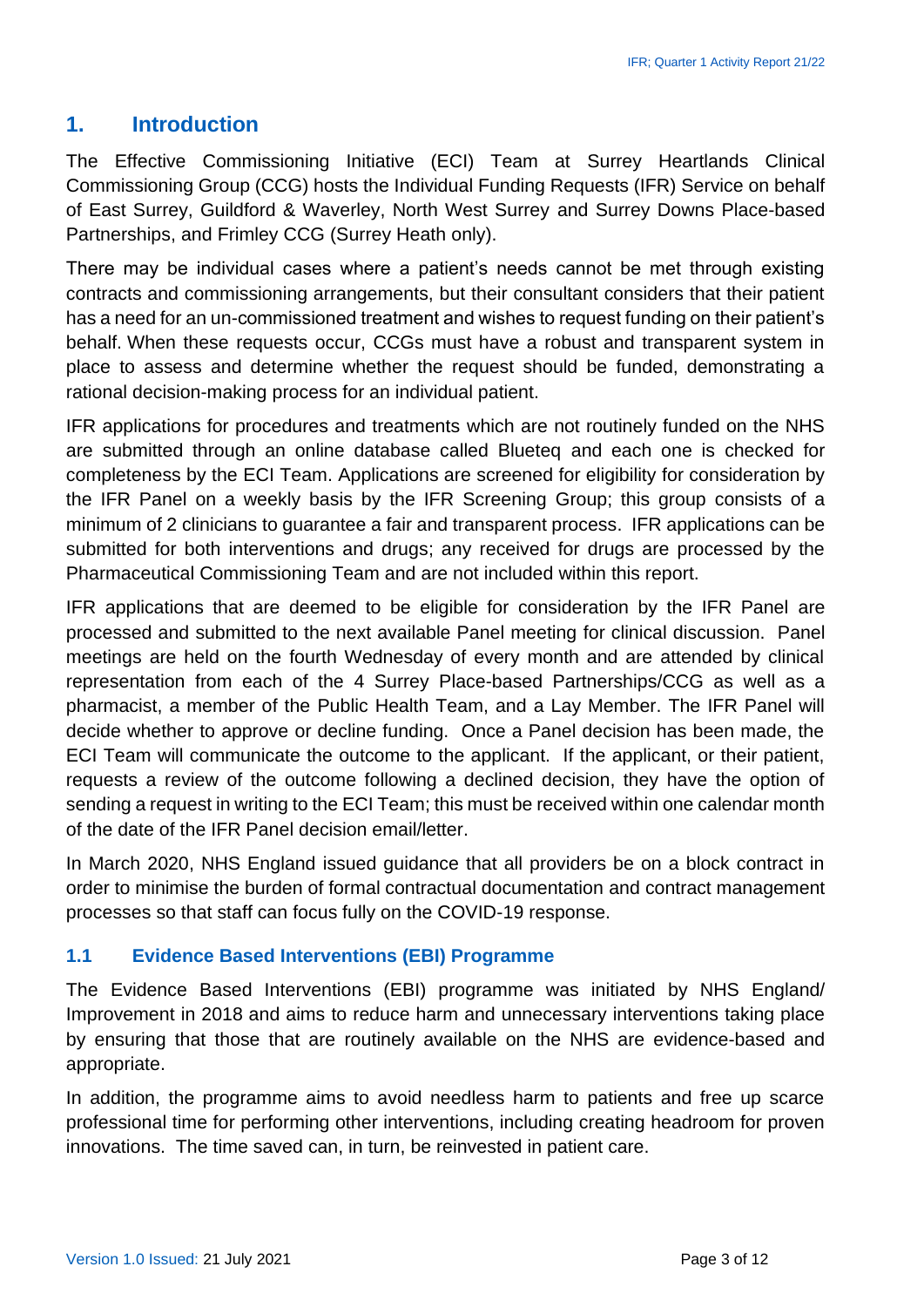## 1. Introduction

The Effective Commissioning Initiative (ECI) Team at Surrey Heartlands Clinical Commissioning Group (CCG) hosts the Individual Funding Requests (IFR) Service on behalf of East Surrey, Guildford & Waverley, North West Surrey and Surrey Downs Place-based Partnerships, and Frimley CCG (Surrey Heath only).

There may be individual cases where a patient's needs cannot be met through existing contracts and commissioning arrangements, but their consultant considers that their patient has a need for an un-commissioned treatment and wishes to request funding on their patient's behalf. When these requests occur, CCGs must have a robust and transparent system in place to assess and determine whether the request should be funded, demonstrating a rational decision-making process for an individual patient.

IFR applications for procedures and treatments which are not routinely funded on the NHS are submitted through an online database called Blueteq and each one is checked for completeness by the ECI Team. Applications are screened for eligibility for consideration by the IFR Panel on a weekly basis by the IFR Screening Group; this group consists of a minimum of 2 clinicians to guarantee a fair and transparent process. IFR applications can be submitted for both interventions and drugs; any received for drugs are processed by the Pharmaceutical Commissioning Team and are not included within this report.

IFR applications that are deemed to be eligible for consideration by the IFR Panel are processed and submitted to the next available Panel meeting for clinical discussion. Panel meetings are held on the fourth Wednesday of every month and are attended by clinical representation from each of the 4 Surrey Place-based Partnerships/CCG as well as a pharmacist, a member of the Public Health Team, and a Lay Member. The IFR Panel will decide whether to approve or decline funding. Once a Panel decision has been made, the ECI Team will communicate the outcome to the applicant. If the applicant, or their patient, requests a review of the outcome following a declined decision, they have the option of sending a request in writing to the ECI Team; this must be received within one calendar month of the date of the IFR Panel decision email/letter.

In March 2020, NHS England issued guidance that all providers be on a block contract in order to minimise the burden of formal contractual documentation and contract management processes so that staff can focus fully on the COVID-19 response.

### 1.1 Evidence Based Interventions (EBI) Programme

The Evidence Based Interventions (EBI) programme was initiated by NHS England/ Improvement in 2018 and aims to reduce harm and unnecessary interventions taking place by ensuring that those that are routinely available on the NHS are evidence-based and appropriate.

In addition, the programme aims to avoid needless harm to patients and free up scarce professional time for performing other interventions, including creating headroom for proven innovations. The time saved can, in turn, be reinvested in patient care.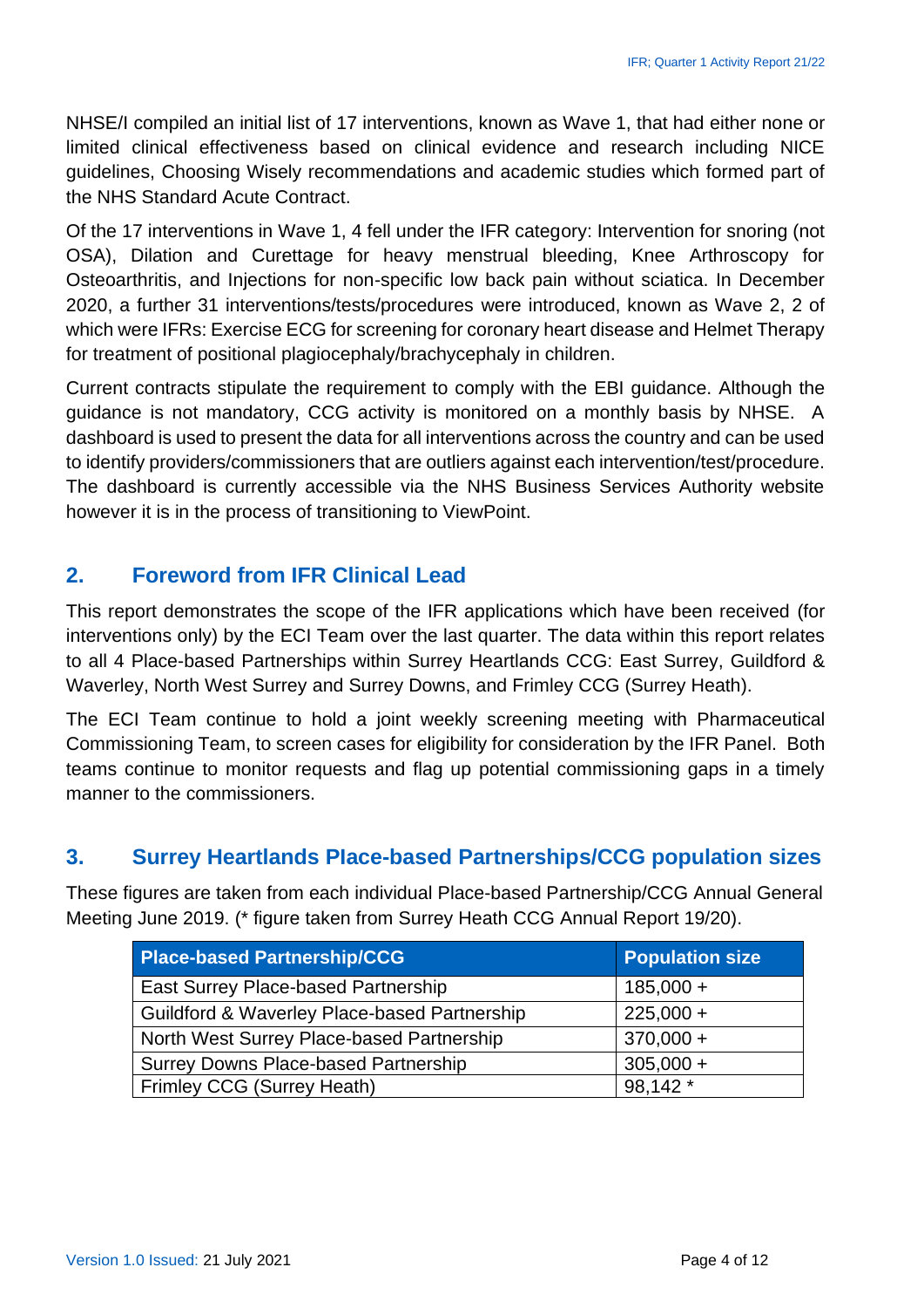NHSE/I compiled an initial list of 17 interventions, known as Wave 1, that had either none or limited clinical effectiveness based on clinical evidence and research including NICE guidelines, Choosing Wisely recommendations and academic studies which formed part of the NHS Standard Acute Contract.

Of the 17 interventions in Wave 1, 4 fell under the IFR category: Intervention for snoring (not OSA), Dilation and Curettage for heavy menstrual bleeding, Knee Arthroscopy for Osteoarthritis, and Injections for non-specific low back pain without sciatica. In December 2020, a further 31 interventions/tests/procedures were introduced, known as Wave 2, 2 of which were IFRs: Exercise ECG for screening for coronary heart disease and Helmet Therapy for treatment of positional plagiocephaly/brachycephaly in children.

Current contracts stipulate the requirement to comply with the EBI guidance. Although the guidance is not mandatory, CCG activity is monitored on a monthly basis by NHSE. A dashboard is used to present the data for all interventions across the country and can be used to identify providers/commissioners that are outliers against each intervention/test/procedure. The dashboard is currently accessible via the NHS Business Services Authority website however it is in the process of transitioning to ViewPoint.

## 2. Foreword from IFR Clinical Lead

This report demonstrates the scope of the IFR applications which have been received (for interventions only) by the ECI Team over the last quarter. The data within this report relates to all 4 Place-based Partnerships within Surrey Heartlands CCG: East Surrey, Guildford & Waverley, North West Surrey and Surrey Downs, and Frimley CCG (Surrey Heath).

The ECI Team continue to hold a joint weekly screening meeting with Pharmaceutical Commissioning Team, to screen cases for eligibility for consideration by the IFR Panel. Both teams continue to monitor requests and flag up potential commissioning gaps in a timely manner to the commissioners.

## 3. Surrey Heartlands Place-based Partnerships/CCG population sizes

These figures are taken from each individual Place-based Partnership/CCG Annual General Meeting June 2019. (* figure taken from Surrey Heath CCG Annual Report 19/20).

| Place-based Partnership/CCG | Population size |
|---|---|
| East Surrey Place-based Partnership | 185,000 + |
| Guildford & Waverley Place-based Partnership | 225,000 + |
| North West Surrey Place-based Partnership | 370,000 + |
| Surrey Downs Place-based Partnership | 305,000 + |
| Frimley CCG (Surrey Heath) | 98,142 * |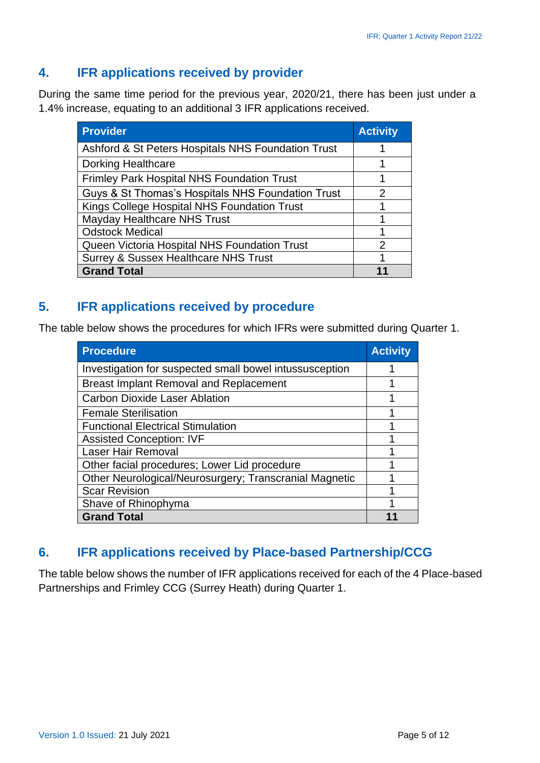## 4. IFR applications received by provider

During the same time period for the previous year, 2020/21, there has been just under a 1.4% increase, equating to an additional 3 IFR applications received.

| Provider | Activity |
|---|---|
| Ashford & St Peters Hospitals NHS Foundation Trust | 1 |
| Dorking Healthcare | 1 |
| Frimley Park Hospital NHS Foundation Trust | 1 |
| Guys & St Thomas's Hospitals NHS Foundation Trust | 2 |
| Kings College Hospital NHS Foundation Trust | 1 |
| Mayday Healthcare NHS Trust | 1 |
| Odstock Medical | 1 |
| Queen Victoria Hospital NHS Foundation Trust | 2 |
| Surrey & Sussex Healthcare NHS Trust | 1 |
| **Grand Total** | **11** |

## 5. IFR applications received by procedure

The table below shows the procedures for which IFRs were submitted during Quarter 1.

| Procedure | Activity |
|---|---|
| Investigation for suspected small bowel intussusception | 1 |
| Breast Implant Removal and Replacement | 1 |
| Carbon Dioxide Laser Ablation | 1 |
| Female Sterilisation | 1 |
| Functional Electrical Stimulation | 1 |
| Assisted Conception: IVF | 1 |
| Laser Hair Removal | 1 |
| Other facial procedures; Lower Lid procedure | 1 |
| Other Neurological/Neurosurgery; Transcranial Magnetic | 1 |
| Scar Revision | 1 |
| Shave of Rhinophyma | 1 |
| **Grand Total** | **11** |

## 6. IFR applications received by Place-based Partnership/CCG

The table below shows the number of IFR applications received for each of the 4 Place-based Partnerships and Frimley CCG (Surrey Heath) during Quarter 1.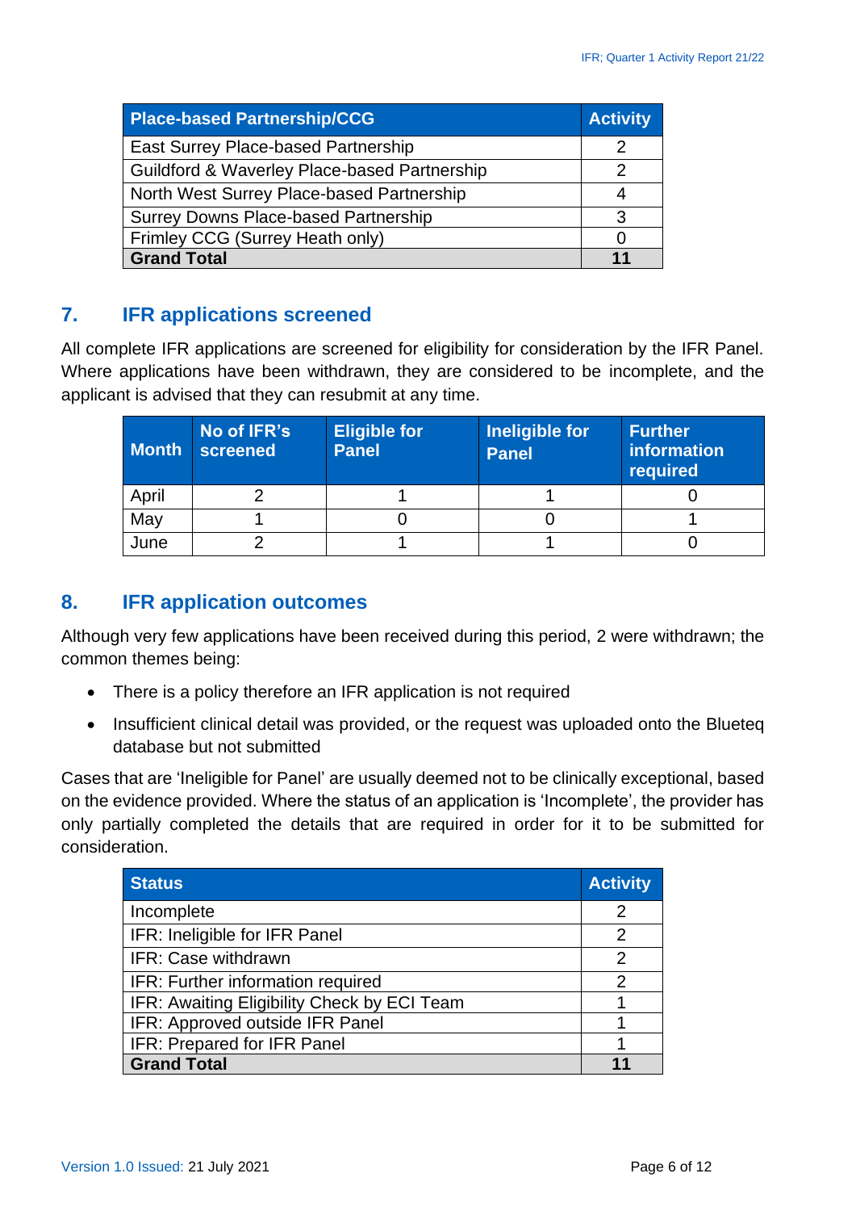| Place-based Partnership/CCG | Activity |
|---|---|
| East Surrey Place-based Partnership | 2 |
| Guildford & Waverley Place-based Partnership | 2 |
| North West Surrey Place-based Partnership | 4 |
| Surrey Downs Place-based Partnership | 3 |
| Frimley CCG (Surrey Heath only) | 0 |
| **Grand Total** | **11** |

## 7. IFR applications screened

All complete IFR applications are screened for eligibility for consideration by the IFR Panel. Where applications have been withdrawn, they are considered to be incomplete, and the applicant is advised that they can resubmit at any time.

| Month | No of IFR's screened | Eligible for Panel | Ineligible for Panel | Further information required |
|---|---|---|---|---|
| April | 2 | 1 | 1 | 0 |
| May | 1 | 0 | 0 | 1 |
| June | 2 | 1 | 1 | 0 |

## 8. IFR application outcomes

Although very few applications have been received during this period, 2 were withdrawn; the common themes being:

- There is a policy therefore an IFR application is not required
- Insufficient clinical detail was provided, or the request was uploaded onto the Blueteq database but not submitted

Cases that are 'Ineligible for Panel' are usually deemed not to be clinically exceptional, based on the evidence provided. Where the status of an application is 'Incomplete', the provider has only partially completed the details that are required in order for it to be submitted for consideration.

| Status | Activity |
|---|---|
| Incomplete | 2 |
| IFR: Ineligible for IFR Panel | 2 |
| IFR: Case withdrawn | 2 |
| IFR: Further information required | 2 |
| IFR: Awaiting Eligibility Check by ECI Team | 1 |
| IFR: Approved outside IFR Panel | 1 |
| IFR: Prepared for IFR Panel | 1 |
| **Grand Total** | **11** |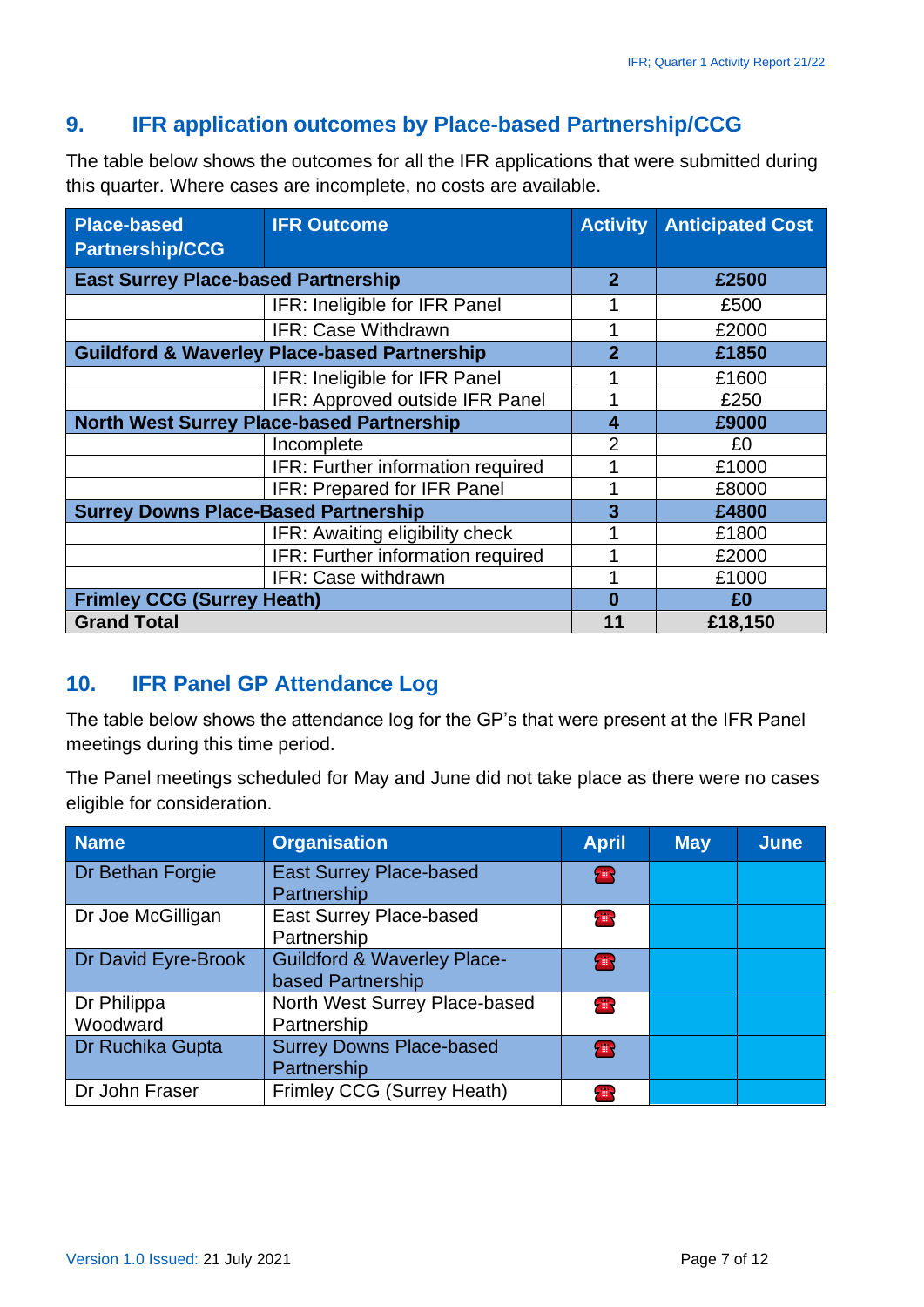## 9. IFR application outcomes by Place-based Partnership/CCG

The table below shows the outcomes for all the IFR applications that were submitted during this quarter. Where cases are incomplete, no costs are available.

| Place-based Partnership/CCG | IFR Outcome | Activity | Anticipated Cost |
|---|---|---|---|
| **East Surrey Place-based Partnership** | | **2** | **£2500** |
| | IFR: Ineligible for IFR Panel | 1 | £500 |
| | IFR: Case Withdrawn | 1 | £2000 |
| **Guildford & Waverley Place-based Partnership** | | **2** | **£1850** |
| | IFR: Ineligible for IFR Panel | 1 | £1600 |
| | IFR: Approved outside IFR Panel | 1 | £250 |
| **North West Surrey Place-based Partnership** | | **4** | **£9000** |
| | Incomplete | 2 | £0 |
| | IFR: Further information required | 1 | £1000 |
| | IFR: Prepared for IFR Panel | 1 | £8000 |
| **Surrey Downs Place-Based Partnership** | | **3** | **£4800** |
| | IFR: Awaiting eligibility check | 1 | £1800 |
| | IFR: Further information required | 1 | £2000 |
| | IFR: Case withdrawn | 1 | £1000 |
| **Frimley CCG (Surrey Heath)** | | **0** | **£0** |
| **Grand Total** | | **11** | **£18,150** |

## 10. IFR Panel GP Attendance Log

The table below shows the attendance log for the GP's that were present at the IFR Panel meetings during this time period.

The Panel meetings scheduled for May and June did not take place as there were no cases eligible for consideration.

| Name | Organisation | April | May | June |
|---|---|---|---|---|
| Dr Bethan Forgie | East Surrey Place-based Partnership | ☎ | | |
| Dr Joe McGilligan | East Surrey Place-based Partnership | ☎ | | |
| Dr David Eyre-Brook | Guildford & Waverley Place-based Partnership | ☎ | | |
| Dr Philippa Woodward | North West Surrey Place-based Partnership | ☎ | | |
| Dr Ruchika Gupta | Surrey Downs Place-based Partnership | ☎ | | |
| Dr John Fraser | Frimley CCG (Surrey Heath) | ☎ | | |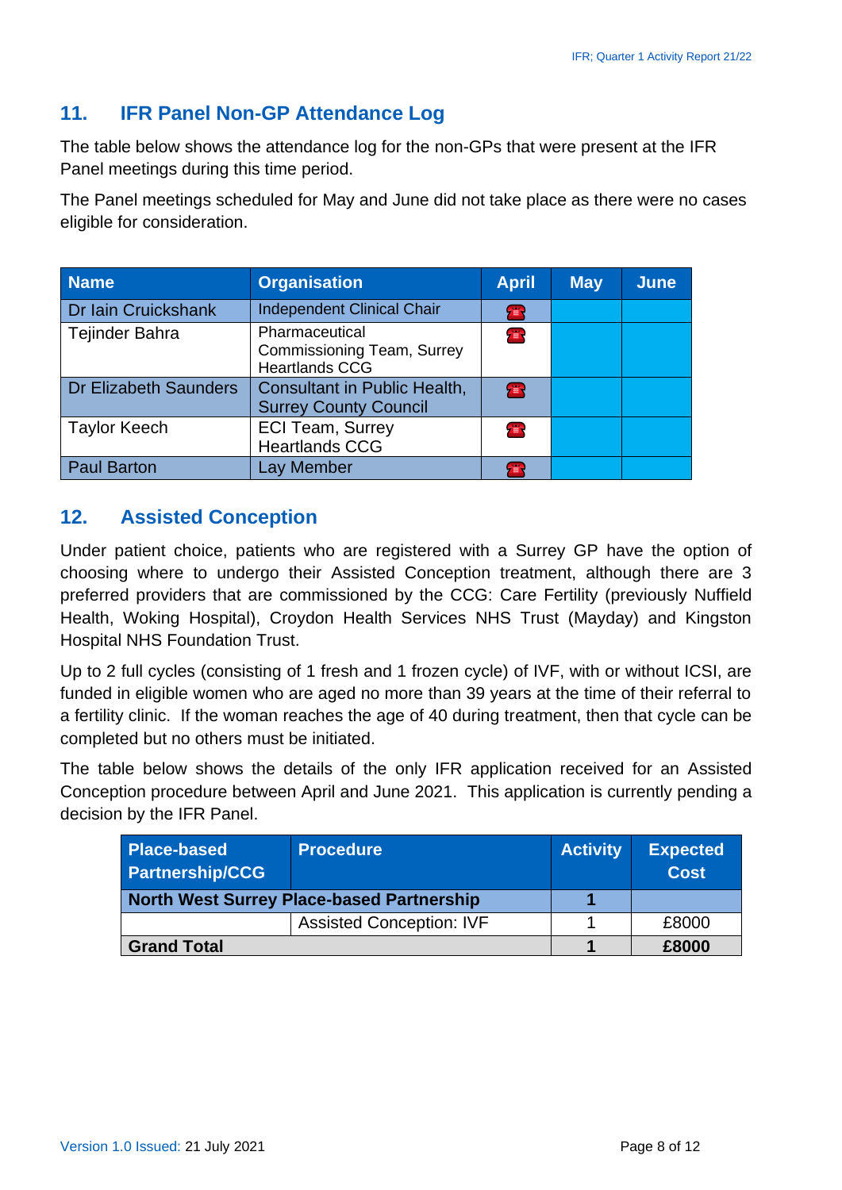## 11. IFR Panel Non-GP Attendance Log

The table below shows the attendance log for the non-GPs that were present at the IFR Panel meetings during this time period.

The Panel meetings scheduled for May and June did not take place as there were no cases eligible for consideration.

| Name | Organisation | April | May | June |
|---|---|---|---|---|
| Dr Iain Cruickshank | Independent Clinical Chair | ☎ | | |
| Tejinder Bahra | Pharmaceutical Commissioning Team, Surrey Heartlands CCG | ☎ | | |
| Dr Elizabeth Saunders | Consultant in Public Health, Surrey County Council | ☎ | | |
| Taylor Keech | ECI Team, Surrey Heartlands CCG | ☎ | | |
| Paul Barton | Lay Member | ☎ | | |

## 12. Assisted Conception

Under patient choice, patients who are registered with a Surrey GP have the option of choosing where to undergo their Assisted Conception treatment, although there are 3 preferred providers that are commissioned by the CCG: Care Fertility (previously Nuffield Health, Woking Hospital), Croydon Health Services NHS Trust (Mayday) and Kingston Hospital NHS Foundation Trust.

Up to 2 full cycles (consisting of 1 fresh and 1 frozen cycle) of IVF, with or without ICSI, are funded in eligible women who are aged no more than 39 years at the time of their referral to a fertility clinic. If the woman reaches the age of 40 during treatment, then that cycle can be completed but no others must be initiated.

The table below shows the details of the only IFR application received for an Assisted Conception procedure between April and June 2021. This application is currently pending a decision by the IFR Panel.

| Place-based Partnership/CCG | Procedure | Activity | Expected Cost |
|---|---|---|---|
| **North West Surrey Place-based Partnership** | | **1** | |
| | Assisted Conception: IVF | 1 | £8000 |
| **Grand Total** | | **1** | **£8000** |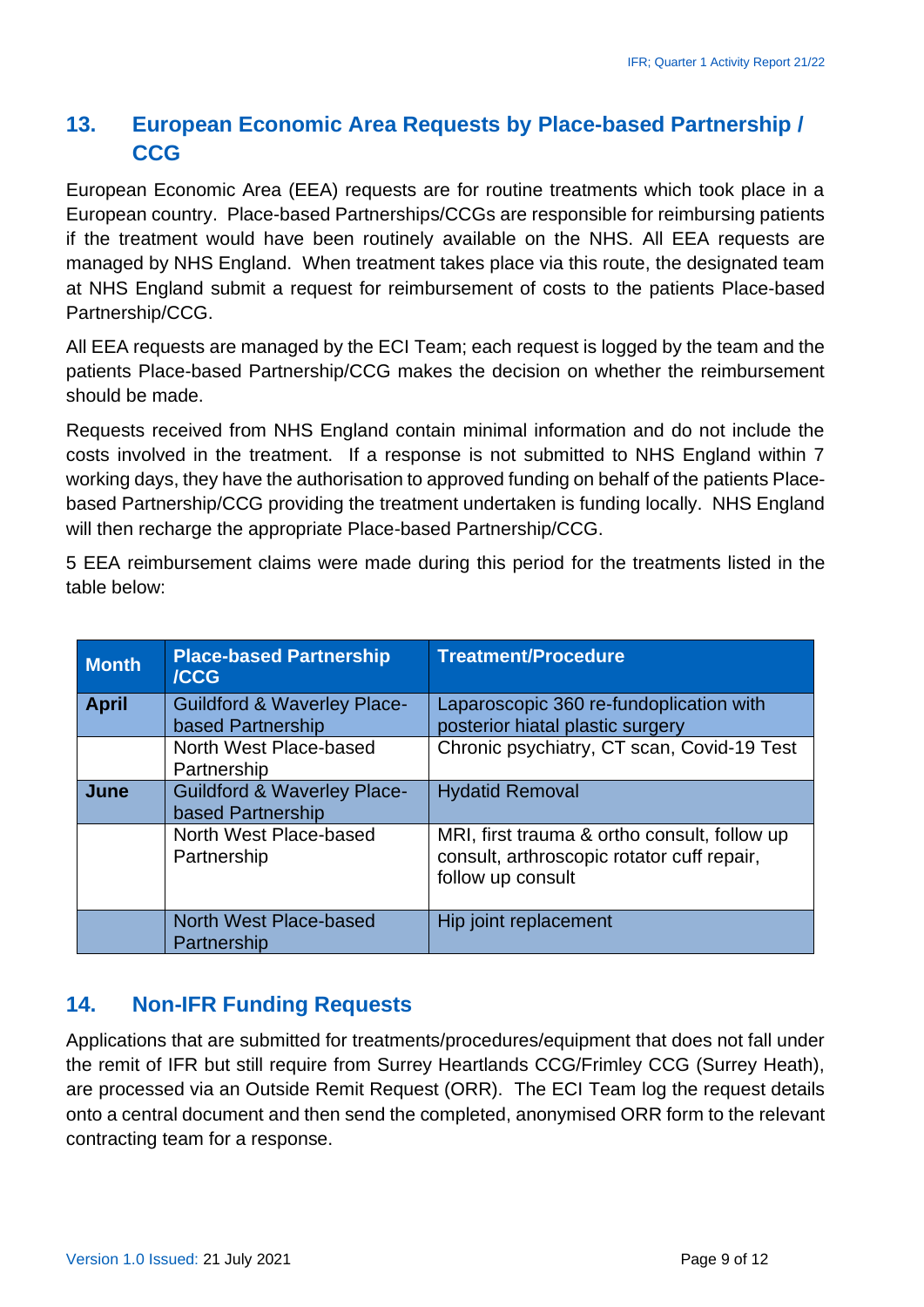## 13. European Economic Area Requests by Place-based Partnership / CCG

European Economic Area (EEA) requests are for routine treatments which took place in a European country. Place-based Partnerships/CCGs are responsible for reimbursing patients if the treatment would have been routinely available on the NHS. All EEA requests are managed by NHS England. When treatment takes place via this route, the designated team at NHS England submit a request for reimbursement of costs to the patients Place-based Partnership/CCG.

All EEA requests are managed by the ECI Team; each request is logged by the team and the patients Place-based Partnership/CCG makes the decision on whether the reimbursement should be made.

Requests received from NHS England contain minimal information and do not include the costs involved in the treatment. If a response is not submitted to NHS England within 7 working days, they have the authorisation to approved funding on behalf of the patients Place-based Partnership/CCG providing the treatment undertaken is funding locally. NHS England will then recharge the appropriate Place-based Partnership/CCG.

5 EEA reimbursement claims were made during this period for the treatments listed in the table below:

| Month | Place-based Partnership /CCG | Treatment/Procedure |
|---|---|---|
| **April** | Guildford & Waverley Place-based Partnership | Laparoscopic 360 re-fundoplication with posterior hiatal plastic surgery |
| | North West Place-based Partnership | Chronic psychiatry, CT scan, Covid-19 Test |
| **June** | Guildford & Waverley Place-based Partnership | Hydatid Removal |
| | North West Place-based Partnership | MRI, first trauma & ortho consult, follow up consult, arthroscopic rotator cuff repair, follow up consult |
| | North West Place-based Partnership | Hip joint replacement |

## 14. Non-IFR Funding Requests

Applications that are submitted for treatments/procedures/equipment that does not fall under the remit of IFR but still require from Surrey Heartlands CCG/Frimley CCG (Surrey Heath), are processed via an Outside Remit Request (ORR). The ECI Team log the request details onto a central document and then send the completed, anonymised ORR form to the relevant contracting team for a response.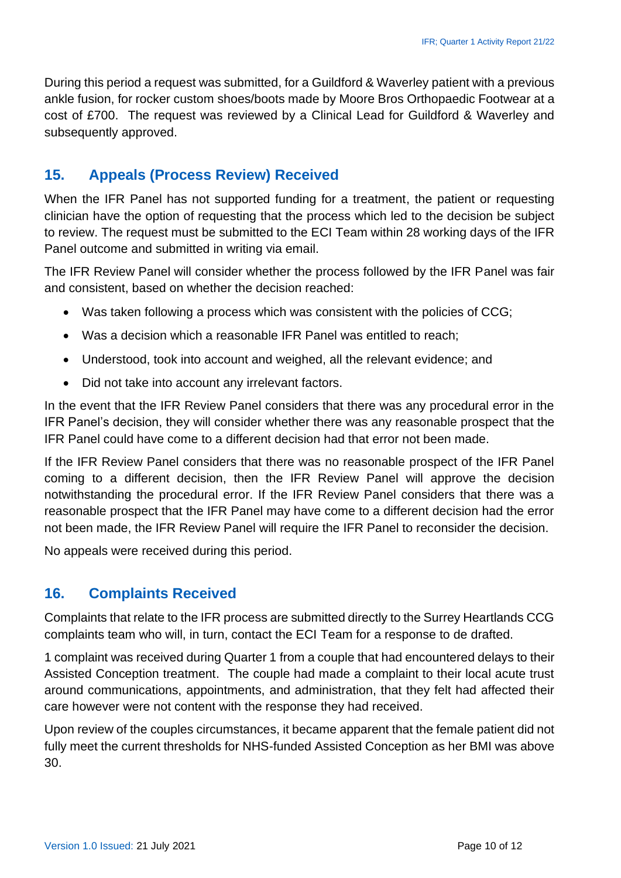During this period a request was submitted, for a Guildford & Waverley patient with a previous ankle fusion, for rocker custom shoes/boots made by Moore Bros Orthopaedic Footwear at a cost of £700. The request was reviewed by a Clinical Lead for Guildford & Waverley and subsequently approved.

## 15. Appeals (Process Review) Received

When the IFR Panel has not supported funding for a treatment, the patient or requesting clinician have the option of requesting that the process which led to the decision be subject to review. The request must be submitted to the ECI Team within 28 working days of the IFR Panel outcome and submitted in writing via email.

The IFR Review Panel will consider whether the process followed by the IFR Panel was fair and consistent, based on whether the decision reached:

- Was taken following a process which was consistent with the policies of CCG;
- Was a decision which a reasonable IFR Panel was entitled to reach;
- Understood, took into account and weighed, all the relevant evidence; and
- Did not take into account any irrelevant factors.

In the event that the IFR Review Panel considers that there was any procedural error in the IFR Panel's decision, they will consider whether there was any reasonable prospect that the IFR Panel could have come to a different decision had that error not been made.

If the IFR Review Panel considers that there was no reasonable prospect of the IFR Panel coming to a different decision, then the IFR Review Panel will approve the decision notwithstanding the procedural error. If the IFR Review Panel considers that there was a reasonable prospect that the IFR Panel may have come to a different decision had the error not been made, the IFR Review Panel will require the IFR Panel to reconsider the decision.

No appeals were received during this period.

## 16. Complaints Received

Complaints that relate to the IFR process are submitted directly to the Surrey Heartlands CCG complaints team who will, in turn, contact the ECI Team for a response to de drafted.

1 complaint was received during Quarter 1 from a couple that had encountered delays to their Assisted Conception treatment. The couple had made a complaint to their local acute trust around communications, appointments, and administration, that they felt had affected their care however were not content with the response they had received.

Upon review of the couples circumstances, it became apparent that the female patient did not fully meet the current thresholds for NHS-funded Assisted Conception as her BMI was above 30.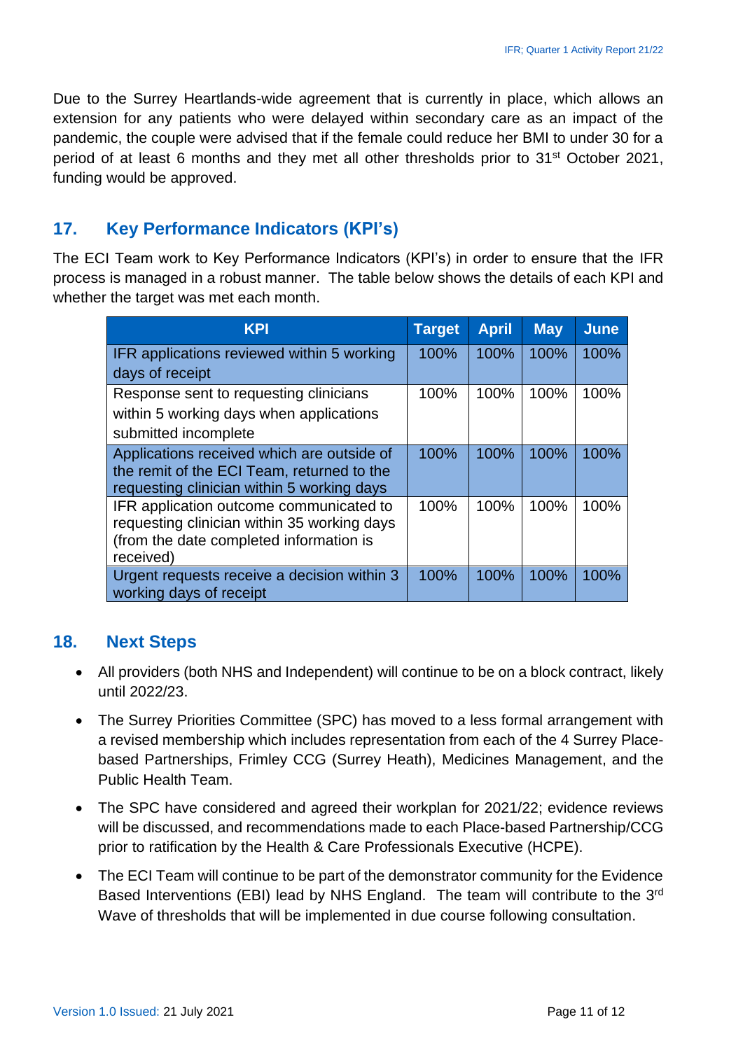Due to the Surrey Heartlands-wide agreement that is currently in place, which allows an extension for any patients who were delayed within secondary care as an impact of the pandemic, the couple were advised that if the female could reduce her BMI to under 30 for a period of at least 6 months and they met all other thresholds prior to 31st October 2021, funding would be approved.

## 17. Key Performance Indicators (KPI's)

The ECI Team work to Key Performance Indicators (KPI's) in order to ensure that the IFR process is managed in a robust manner. The table below shows the details of each KPI and whether the target was met each month.

| KPI | Target | April | May | June |
|---|---|---|---|---|
| IFR applications reviewed within 5 working days of receipt | 100% | 100% | 100% | 100% |
| Response sent to requesting clinicians within 5 working days when applications submitted incomplete | 100% | 100% | 100% | 100% |
| Applications received which are outside of the remit of the ECI Team, returned to the requesting clinician within 5 working days | 100% | 100% | 100% | 100% |
| IFR application outcome communicated to requesting clinician within 35 working days (from the date completed information is received) | 100% | 100% | 100% | 100% |
| Urgent requests receive a decision within 3 working days of receipt | 100% | 100% | 100% | 100% |

## 18. Next Steps

- All providers (both NHS and Independent) will continue to be on a block contract, likely until 2022/23.
- The Surrey Priorities Committee (SPC) has moved to a less formal arrangement with a revised membership which includes representation from each of the 4 Surrey Place-based Partnerships, Frimley CCG (Surrey Heath), Medicines Management, and the Public Health Team.
- The SPC have considered and agreed their workplan for 2021/22; evidence reviews will be discussed, and recommendations made to each Place-based Partnership/CCG prior to ratification by the Health & Care Professionals Executive (HCPE).
- The ECI Team will continue to be part of the demonstrator community for the Evidence Based Interventions (EBI) lead by NHS England. The team will contribute to the 3rd Wave of thresholds that will be implemented in due course following consultation.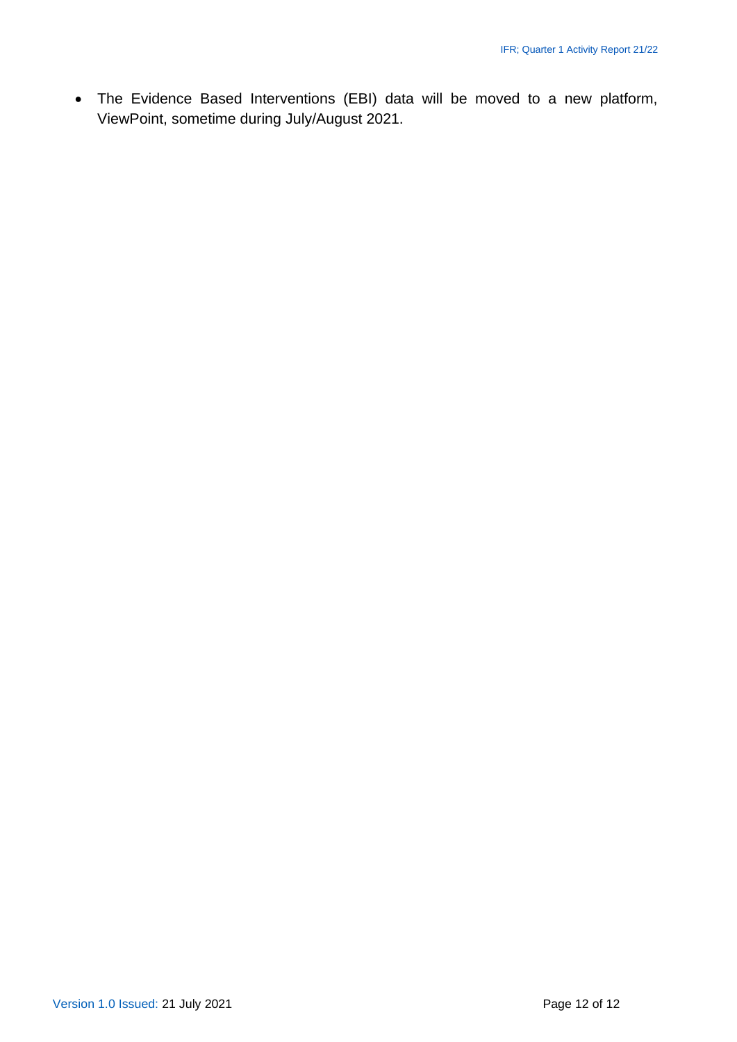- The Evidence Based Interventions (EBI) data will be moved to a new platform, ViewPoint, sometime during July/August 2021.